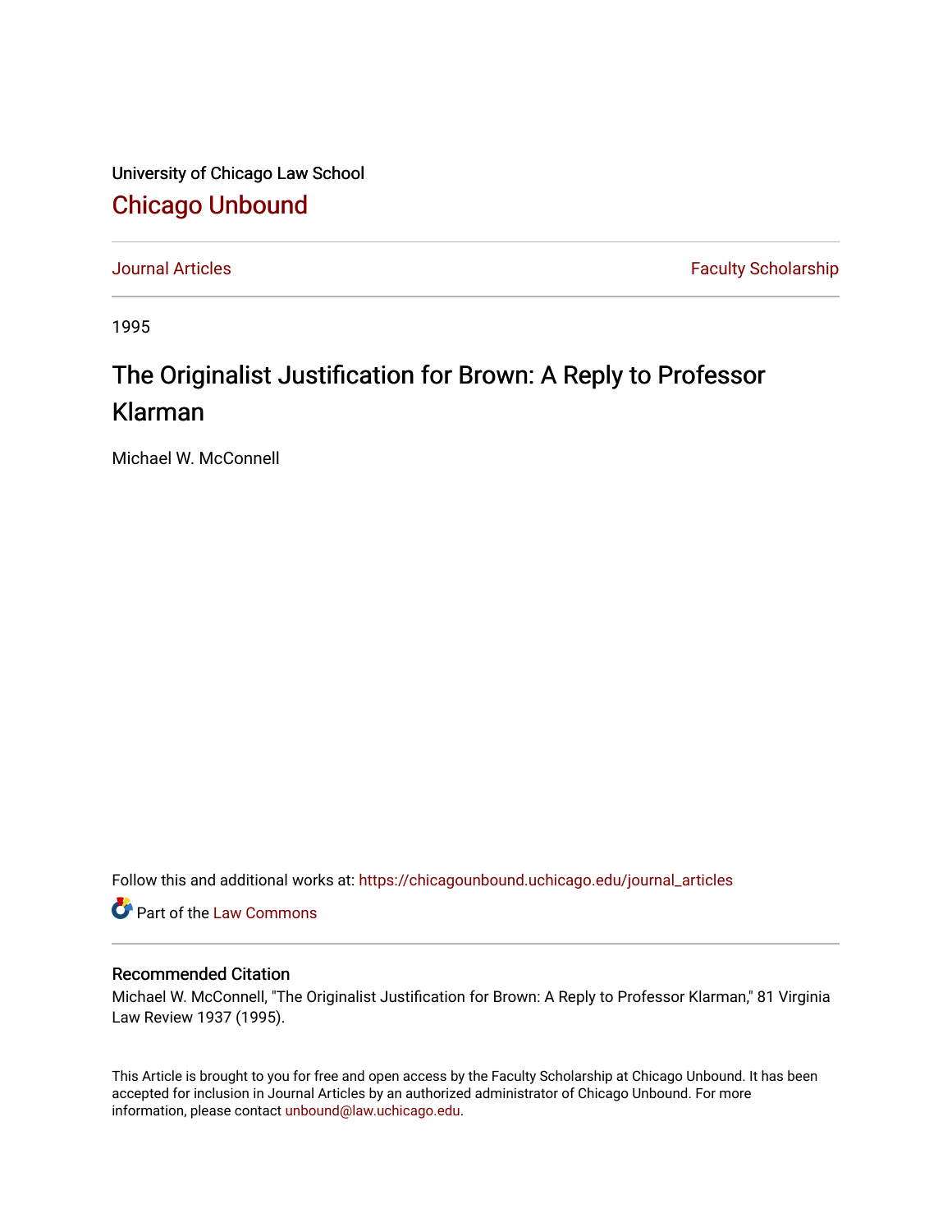University of Chicago Law School

# Chicago Unbound

Journal Articles

Faculty Scholarship

1995

# The Originalist Justification for Brown: A Reply to Professor Klarman

Michael W. McConnell

Follow this and additional works at: https://chicagounbound.uchicago.edu/journal_articles

Part of the Law Commons

### Recommended Citation

Michael W. McConnell, "The Originalist Justification for Brown: A Reply to Professor Klarman," 81 Virginia Law Review 1937 (1995).

This Article is brought to you for free and open access by the Faculty Scholarship at Chicago Unbound. It has been accepted for inclusion in Journal Articles by an authorized administrator of Chicago Unbound. For more information, please contact unbound@law.uchicago.edu.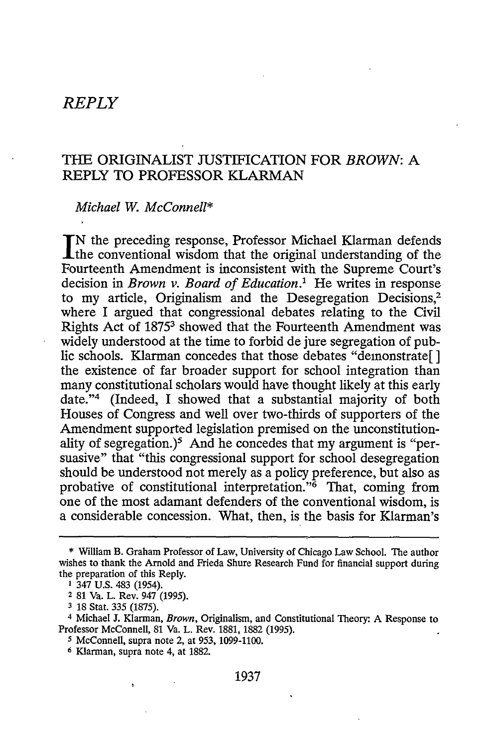*REPLY*

# THE ORIGINALIST JUSTIFICATION FOR *BROWN*: A REPLY TO PROFESSOR KLARMAN

*Michael W. McConnell\**

IN the preceding response, Professor Michael Klarman defends the conventional wisdom that the original understanding of the Fourteenth Amendment is inconsistent with the Supreme Court's decision in *Brown v. Board of Education*.[1] He writes in response to my article, Originalism and the Desegregation Decisions,[2] where I argued that congressional debates relating to the Civil Rights Act of 1875[3] showed that the Fourteenth Amendment was widely understood at the time to forbid de jure segregation of public schools. Klarman concedes that those debates "demonstrate[ ] the existence of far broader support for school integration than many constitutional scholars would have thought likely at this early date."[4] (Indeed, I showed that a substantial majority of both Houses of Congress and well over two-thirds of supporters of the Amendment supported legislation premised on the unconstitutionality of segregation.)[5] And he concedes that my argument is "persuasive" that "this congressional support for school desegregation should be understood not merely as a policy preference, but also as probative of constitutional interpretation."[6] That, coming from one of the most adamant defenders of the conventional wisdom, is a considerable concession. What, then, is the basis for Klarman's

---

\* William B. Graham Professor of Law, University of Chicago Law School. The author wishes to thank the Arnold and Frieda Shure Research Fund for financial support during the preparation of this Reply.

1 347 U.S. 483 (1954).

2 81 Va. L. Rev. 947 (1995).

3 18 Stat. 335 (1875).

4 Michael J. Klarman, *Brown*, Originalism, and Constitutional Theory: A Response to Professor McConnell, 81 Va. L. Rev. 1881, 1882 (1995).

5 McConnell, supra note 2, at 953, 1099-1100.

6 Klarman, supra note 4, at 1882.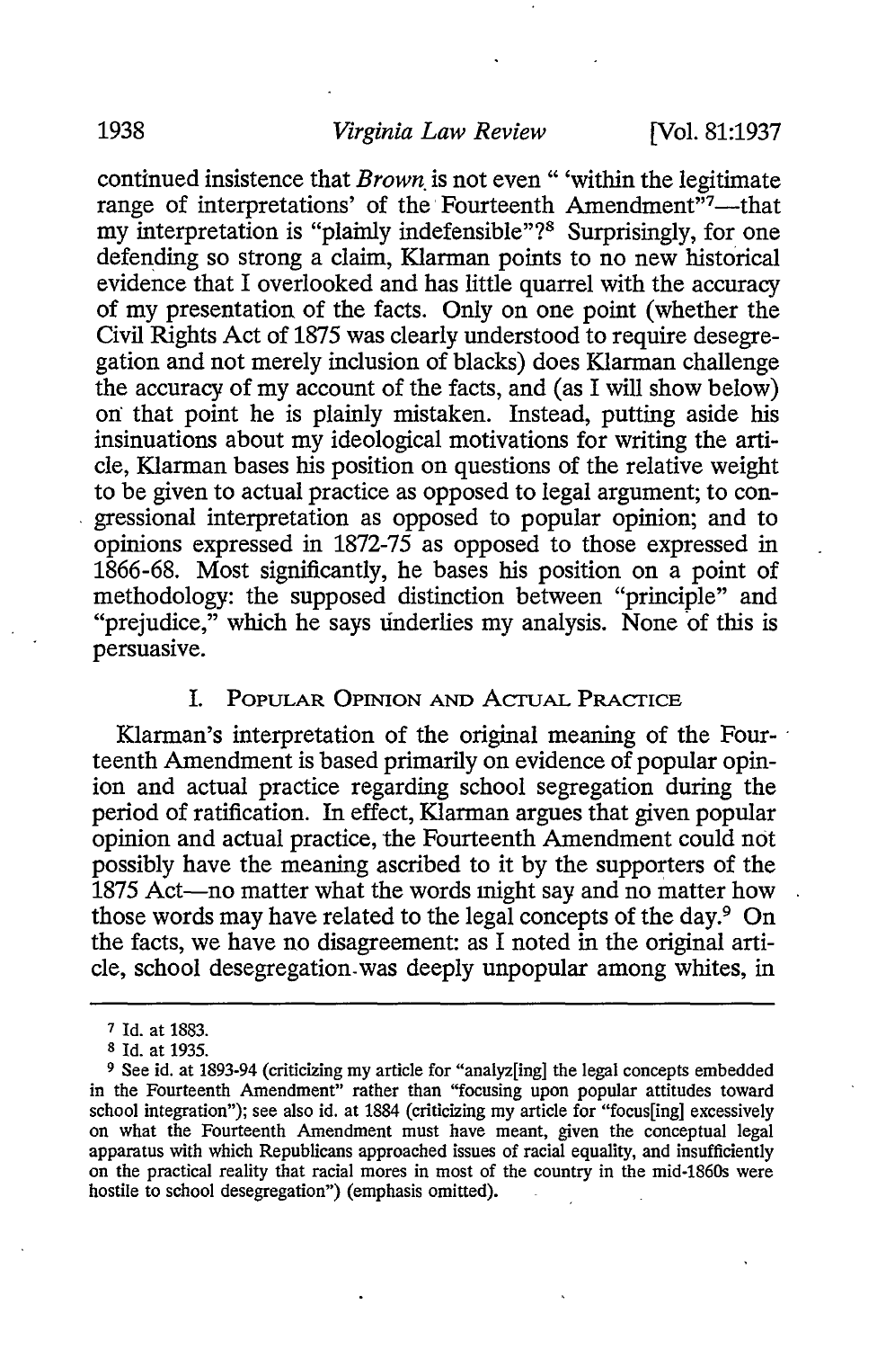continued insistence that *Brown* is not even " 'within the legitimate range of interpretations' of the Fourteenth Amendment"[7]—that my interpretation is "plainly indefensible"?[8] Surprisingly, for one defending so strong a claim, Klarman points to no new historical evidence that I overlooked and has little quarrel with the accuracy of my presentation of the facts. Only on one point (whether the Civil Rights Act of 1875 was clearly understood to require desegregation and not merely inclusion of blacks) does Klarman challenge the accuracy of my account of the facts, and (as I will show below) on that point he is plainly mistaken. Instead, putting aside his insinuations about my ideological motivations for writing the article, Klarman bases his position on questions of the relative weight to be given to actual practice as opposed to legal argument; to congressional interpretation as opposed to popular opinion; and to opinions expressed in 1872-75 as opposed to those expressed in 1866-68. Most significantly, he bases his position on a point of methodology: the supposed distinction between "principle" and "prejudice," which he says underlies my analysis. None of this is persuasive.

## I. Popular Opinion and Actual Practice

Klarman's interpretation of the original meaning of the Fourteenth Amendment is based primarily on evidence of popular opinion and actual practice regarding school segregation during the period of ratification. In effect, Klarman argues that given popular opinion and actual practice, the Fourteenth Amendment could not possibly have the meaning ascribed to it by the supporters of the 1875 Act—no matter what the words might say and no matter how those words may have related to the legal concepts of the day.[9] On the facts, we have no disagreement: as I noted in the original article, school desegregation was deeply unpopular among whites, in

---

[7] Id. at 1883.

[8] Id. at 1935.

[9] See id. at 1893-94 (criticizing my article for "analyz[ing] the legal concepts embedded in the Fourteenth Amendment" rather than "focusing upon popular attitudes toward school integration"); see also id. at 1884 (criticizing my article for "focus[ing] excessively on what the Fourteenth Amendment must have meant, given the conceptual legal apparatus with which Republicans approached issues of racial equality, and insufficiently on the practical reality that racial mores in most of the country in the mid-1860s were hostile to school desegregation") (emphasis omitted).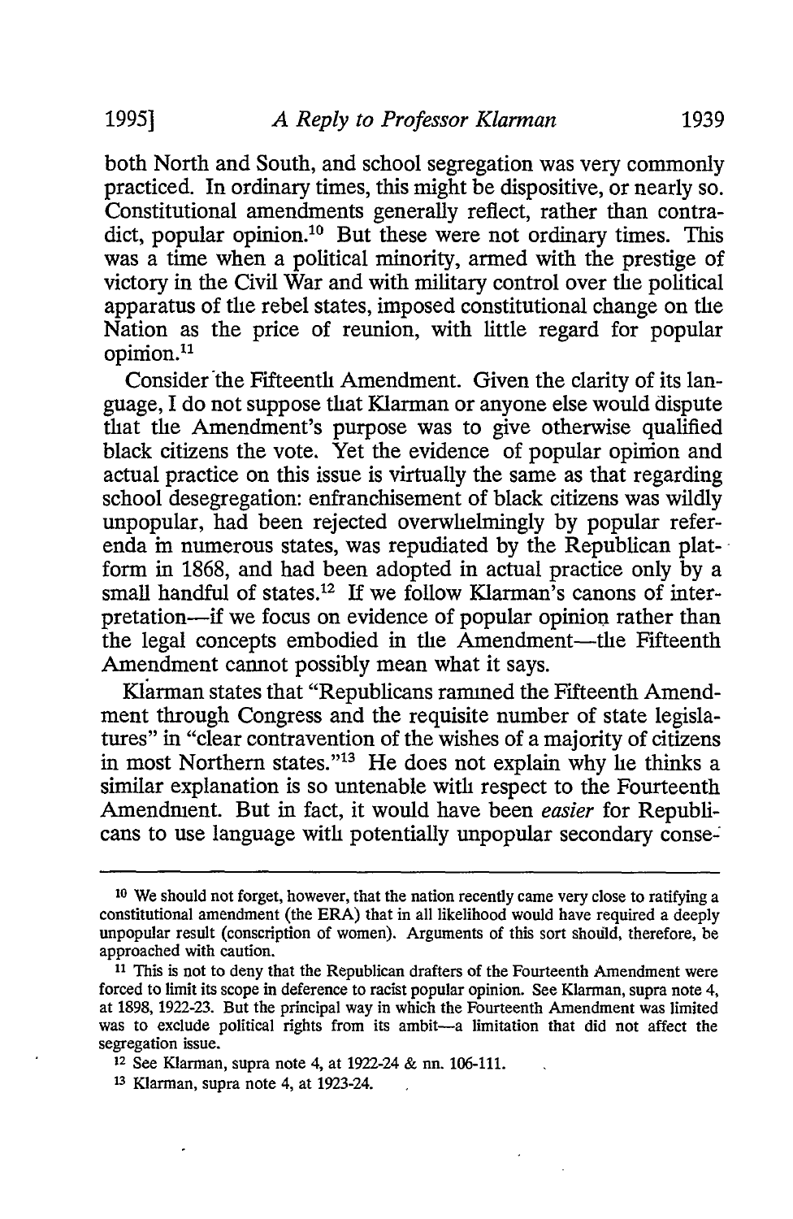both North and South, and school segregation was very commonly practiced. In ordinary times, this might be dispositive, or nearly so. Constitutional amendments generally reflect, rather than contradict, popular opinion.[10] But these were not ordinary times. This was a time when a political minority, armed with the prestige of victory in the Civil War and with military control over the political apparatus of the rebel states, imposed constitutional change on the Nation as the price of reunion, with little regard for popular opinion.[11]

Consider the Fifteenth Amendment. Given the clarity of its language, I do not suppose that Klarman or anyone else would dispute that the Amendment's purpose was to give otherwise qualified black citizens the vote. Yet the evidence of popular opinion and actual practice on this issue is virtually the same as that regarding school desegregation: enfranchisement of black citizens was wildly unpopular, had been rejected overwhelmingly by popular referenda in numerous states, was repudiated by the Republican platform in 1868, and had been adopted in actual practice only by a small handful of states.[12] If we follow Klarman's canons of interpretation—if we focus on evidence of popular opinion rather than the legal concepts embodied in the Amendment—the Fifteenth Amendment cannot possibly mean what it says.

Klarman states that "Republicans rammed the Fifteenth Amendment through Congress and the requisite number of state legislatures" in "clear contravention of the wishes of a majority of citizens in most Northern states."[13] He does not explain why he thinks a similar explanation is so untenable with respect to the Fourteenth Amendment. But in fact, it would have been *easier* for Republicans to use language with potentially unpopular secondary conse-

---

[10] We should not forget, however, that the nation recently came very close to ratifying a constitutional amendment (the ERA) that in all likelihood would have required a deeply unpopular result (conscription of women). Arguments of this sort should, therefore, be approached with caution.

[11] This is not to deny that the Republican drafters of the Fourteenth Amendment were forced to limit its scope in deference to racist popular opinion. See Klarman, supra note 4, at 1898, 1922-23. But the principal way in which the Fourteenth Amendment was limited was to exclude political rights from its ambit—a limitation that did not affect the segregation issue.

[12] See Klarman, supra note 4, at 1922-24 & nn. 106-111.

[13] Klarman, supra note 4, at 1923-24.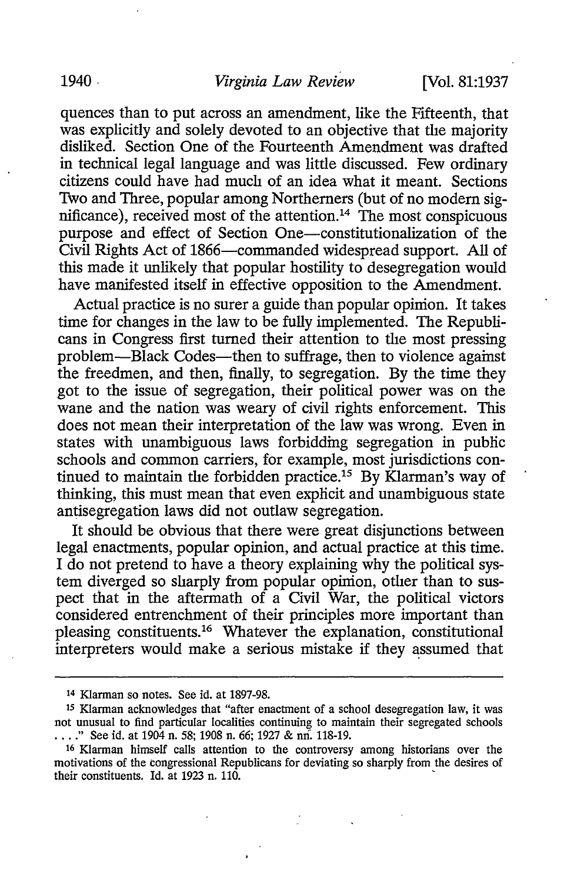quences than to put across an amendment, like the Fifteenth, that was explicitly and solely devoted to an objective that the majority disliked. Section One of the Fourteenth Amendment was drafted in technical legal language and was little discussed. Few ordinary citizens could have had much of an idea what it meant. Sections Two and Three, popular among Northerners (but of no modern significance), received most of the attention.[14] The most conspicuous purpose and effect of Section One—constitutionalization of the Civil Rights Act of 1866—commanded widespread support. All of this made it unlikely that popular hostility to desegregation would have manifested itself in effective opposition to the Amendment.

Actual practice is no surer a guide than popular opinion. It takes time for changes in the law to be fully implemented. The Republicans in Congress first turned their attention to the most pressing problem—Black Codes—then to suffrage, then to violence against the freedmen, and then, finally, to segregation. By the time they got to the issue of segregation, their political power was on the wane and the nation was weary of civil rights enforcement. This does not mean their interpretation of the law was wrong. Even in states with unambiguous laws forbidding segregation in public schools and common carriers, for example, most jurisdictions continued to maintain the forbidden practice.[15] By Klarman's way of thinking, this must mean that even explicit and unambiguous state antisegregation laws did not outlaw segregation.

It should be obvious that there were great disjunctions between legal enactments, popular opinion, and actual practice at this time. I do not pretend to have a theory explaining why the political system diverged so sharply from popular opinion, other than to suspect that in the aftermath of a Civil War, the political victors considered entrenchment of their principles more important than pleasing constituents.[16] Whatever the explanation, constitutional interpreters would make a serious mistake if they assumed that

---

[14] Klarman so notes. See id. at 1897-98.

[15] Klarman acknowledges that "after enactment of a school desegregation law, it was not unusual to find particular localities continuing to maintain their segregated schools . . . ." See id. at 1904 n. 58; 1908 n. 66; 1927 & nn. 118-19.

[16] Klarman himself calls attention to the controversy among historians over the motivations of the congressional Republicans for deviating so sharply from the desires of their constituents. Id. at 1923 n. 110.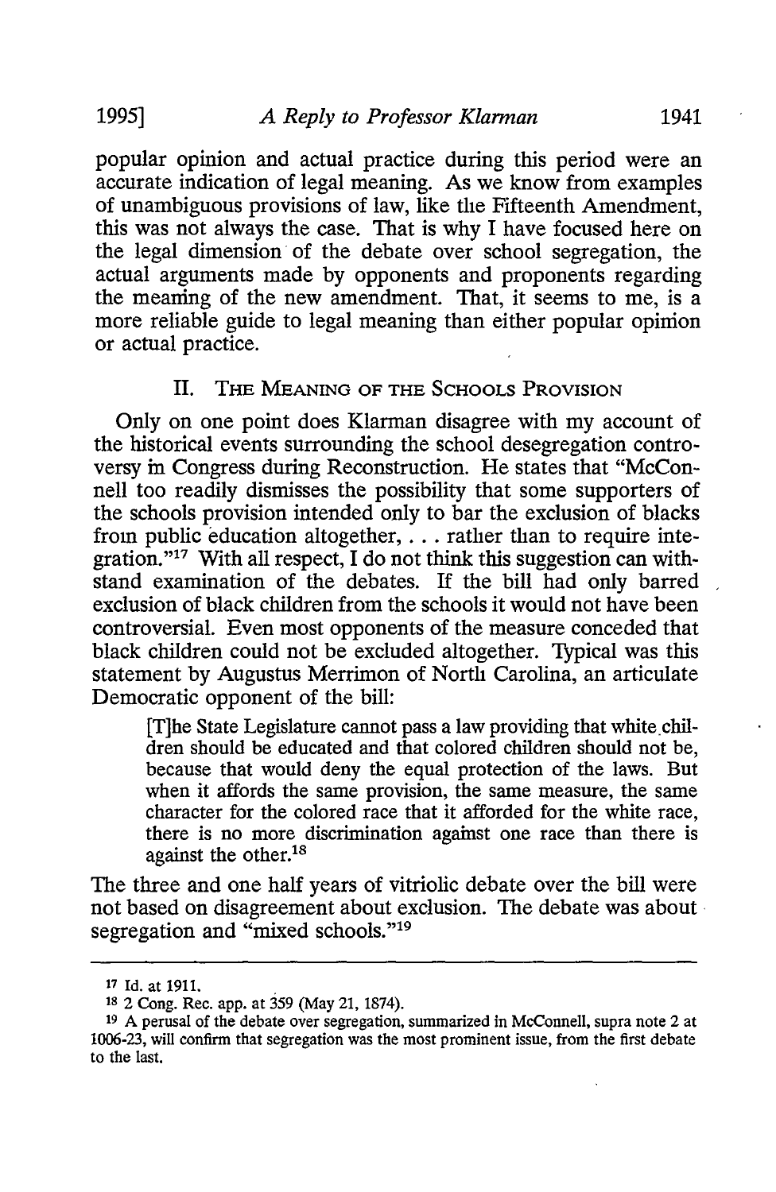popular opinion and actual practice during this period were an accurate indication of legal meaning. As we know from examples of unambiguous provisions of law, like the Fifteenth Amendment, this was not always the case. That is why I have focused here on the legal dimension of the debate over school segregation, the actual arguments made by opponents and proponents regarding the meaning of the new amendment. That, it seems to me, is a more reliable guide to legal meaning than either popular opinion or actual practice.

## II. The Meaning of the Schools Provision

Only on one point does Klarman disagree with my account of the historical events surrounding the school desegregation controversy in Congress during Reconstruction. He states that "McConnell too readily dismisses the possibility that some supporters of the schools provision intended only to bar the exclusion of blacks from public education altogether, . . . rather than to require integration."[17] With all respect, I do not think this suggestion can withstand examination of the debates. If the bill had only barred exclusion of black children from the schools it would not have been controversial. Even most opponents of the measure conceded that black children could not be excluded altogether. Typical was this statement by Augustus Merrimon of North Carolina, an articulate Democratic opponent of the bill:

> [T]he State Legislature cannot pass a law providing that white children should be educated and that colored children should not be, because that would deny the equal protection of the laws. But when it affords the same provision, the same measure, the same character for the colored race that it afforded for the white race, there is no more discrimination against one race than there is against the other.[18]

The three and one half years of vitriolic debate over the bill were not based on disagreement about exclusion. The debate was about segregation and "mixed schools."[19]

---

[17] Id. at 1911.

[18] 2 Cong. Rec. app. at 359 (May 21, 1874).

[19] A perusal of the debate over segregation, summarized in McConnell, supra note 2 at 1006-23, will confirm that segregation was the most prominent issue, from the first debate to the last.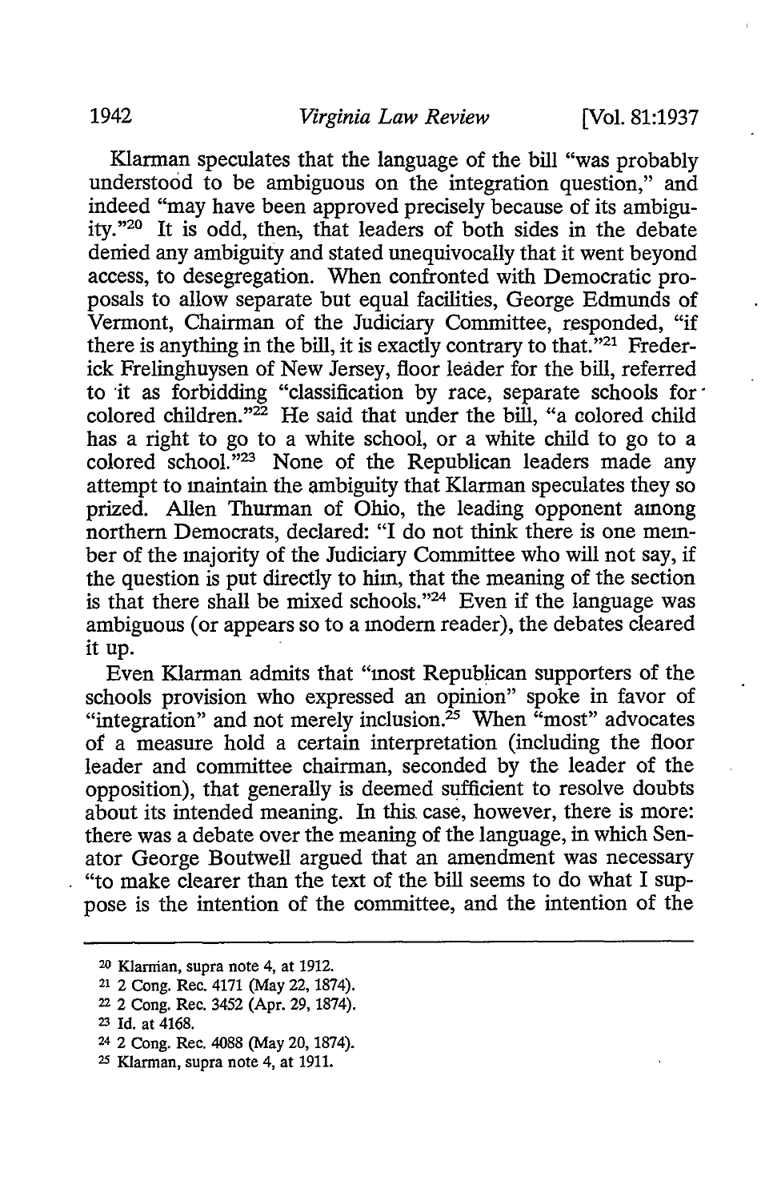Klarman speculates that the language of the bill "was probably understood to be ambiguous on the integration question," and indeed "may have been approved precisely because of its ambiguity."[20] It is odd, then, that leaders of both sides in the debate denied any ambiguity and stated unequivocally that it went beyond access, to desegregation. When confronted with Democratic proposals to allow separate but equal facilities, George Edmunds of Vermont, Chairman of the Judiciary Committee, responded, "if there is anything in the bill, it is exactly contrary to that."[21] Frederick Frelinghuysen of New Jersey, floor leader for the bill, referred to it as forbidding "classification by race, separate schools for colored children."[22] He said that under the bill, "a colored child has a right to go to a white school, or a white child to go to a colored school."[23] None of the Republican leaders made any attempt to maintain the ambiguity that Klarman speculates they so prized. Allen Thurman of Ohio, the leading opponent among northern Democrats, declared: "I do not think there is one member of the majority of the Judiciary Committee who will not say, if the question is put directly to him, that the meaning of the section is that there shall be mixed schools."[24] Even if the language was ambiguous (or appears so to a modern reader), the debates cleared it up.

Even Klarman admits that "most Republican supporters of the schools provision who expressed an opinion" spoke in favor of "integration" and not merely inclusion.[25] When "most" advocates of a measure hold a certain interpretation (including the floor leader and committee chairman, seconded by the leader of the opposition), that generally is deemed sufficient to resolve doubts about its intended meaning. In this case, however, there is more: there was a debate over the meaning of the language, in which Senator George Boutwell argued that an amendment was necessary "to make clearer than the text of the bill seems to do what I suppose is the intention of the committee, and the intention of the

---

[20] Klarman, supra note 4, at 1912.

[21] 2 Cong. Rec. 4171 (May 22, 1874).

[22] 2 Cong. Rec. 3452 (Apr. 29, 1874).

[23] Id. at 4168.

[24] 2 Cong. Rec. 4088 (May 20, 1874).

[25] Klarman, supra note 4, at 1911.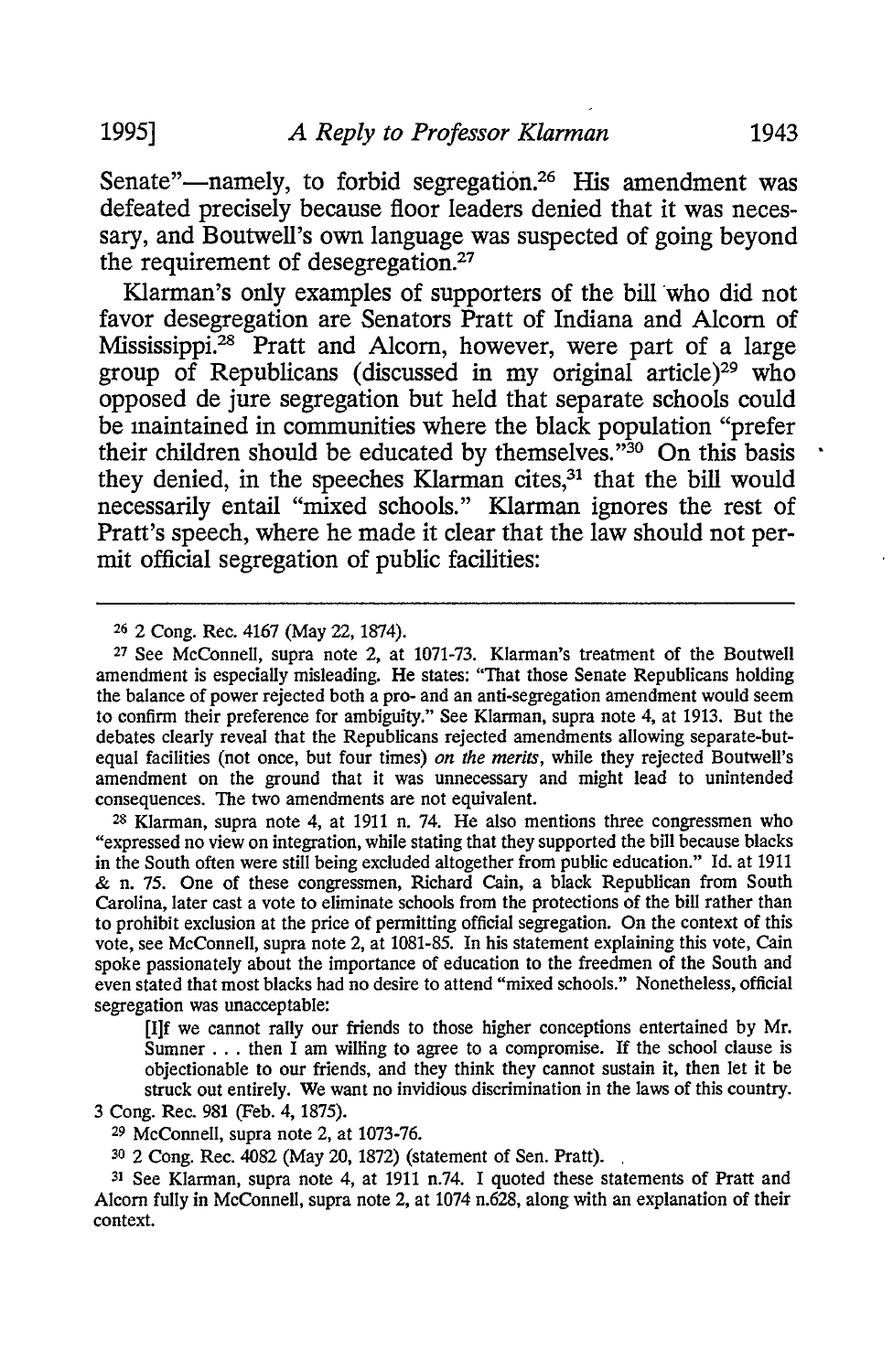Senate"—namely, to forbid segregation.[26] His amendment was defeated precisely because floor leaders denied that it was necessary, and Boutwell's own language was suspected of going beyond the requirement of desegregation.[27]

Klarman's only examples of supporters of the bill who did not favor desegregation are Senators Pratt of Indiana and Alcorn of Mississippi.[28] Pratt and Alcorn, however, were part of a large group of Republicans (discussed in my original article)[29] who opposed de jure segregation but held that separate schools could be maintained in communities where the black population "prefer their children should be educated by themselves."[30] On this basis they denied, in the speeches Klarman cites,[31] that the bill would necessarily entail "mixed schools." Klarman ignores the rest of Pratt's speech, where he made it clear that the law should not permit official segregation of public facilities:

---

[26] 2 Cong. Rec. 4167 (May 22, 1874).

[27] See McConnell, supra note 2, at 1071-73. Klarman's treatment of the Boutwell amendment is especially misleading. He states: "That those Senate Republicans holding the balance of power rejected both a pro- and an anti-segregation amendment would seem to confirm their preference for ambiguity." See Klarman, supra note 4, at 1913. But the debates clearly reveal that the Republicans rejected amendments allowing separate-but-equal facilities (not once, but four times) *on the merits*, while they rejected Boutwell's amendment on the ground that it was unnecessary and might lead to unintended consequences. The two amendments are not equivalent.

[28] Klarman, supra note 4, at 1911 n. 74. He also mentions three congressmen who "expressed no view on integration, while stating that they supported the bill because blacks in the South often were still being excluded altogether from public education." Id. at 1911 & n. 75. One of these congressmen, Richard Cain, a black Republican from South Carolina, later cast a vote to eliminate schools from the protections of the bill rather than to prohibit exclusion at the price of permitting official segregation. On the context of this vote, see McConnell, supra note 2, at 1081-85. In his statement explaining this vote, Cain spoke passionately about the importance of education to the freedmen of the South and even stated that most blacks had no desire to attend "mixed schools." Nonetheless, official segregation was unacceptable:

> [I]f we cannot rally our friends to those higher conceptions entertained by Mr. Sumner . . . then I am willing to agree to a compromise. If the school clause is objectionable to our friends, and they think they cannot sustain it, then let it be struck out entirely. We want no invidious discrimination in the laws of this country.

3 Cong. Rec. 981 (Feb. 4, 1875).

[29] McConnell, supra note 2, at 1073-76.

[30] 2 Cong. Rec. 4082 (May 20, 1872) (statement of Sen. Pratt).

[31] See Klarman, supra note 4, at 1911 n.74. I quoted these statements of Pratt and Alcorn fully in McConnell, supra note 2, at 1074 n.628, along with an explanation of their context.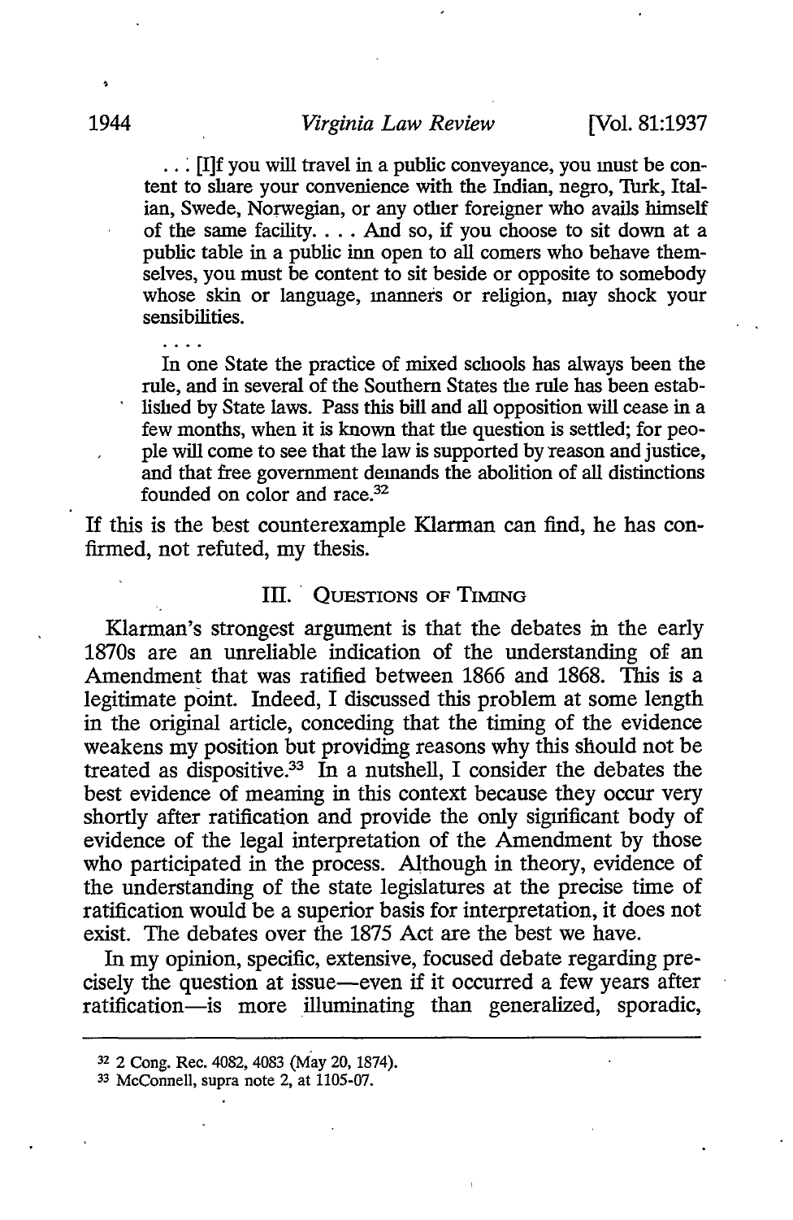> . . . [I]f you will travel in a public conveyance, you must be content to share your convenience with the Indian, negro, Turk, Italian, Swede, Norwegian, or any other foreigner who avails himself of the same facility. . . . And so, if you choose to sit down at a public table in a public inn open to all comers who behave themselves, you must be content to sit beside or opposite to somebody whose skin or language, manners or religion, may shock your sensibilities.
>
> . . . .
>
> In one State the practice of mixed schools has always been the rule, and in several of the Southern States the rule has been established by State laws. Pass this bill and all opposition will cease in a few months, when it is known that the question is settled; for people will come to see that the law is supported by reason and justice, and that free government demands the abolition of all distinctions founded on color and race.[32]

If this is the best counterexample Klarman can find, he has confirmed, not refuted, my thesis.

## III. QUESTIONS OF TIMING

Klarman's strongest argument is that the debates in the early 1870s are an unreliable indication of the understanding of an Amendment that was ratified between 1866 and 1868. This is a legitimate point. Indeed, I discussed this problem at some length in the original article, conceding that the timing of the evidence weakens my position but providing reasons why this should not be treated as dispositive.[33] In a nutshell, I consider the debates the best evidence of meaning in this context because they occur very shortly after ratification and provide the only significant body of evidence of the legal interpretation of the Amendment by those who participated in the process. Although in theory, evidence of the understanding of the state legislatures at the precise time of ratification would be a superior basis for interpretation, it does not exist. The debates over the 1875 Act are the best we have.

In my opinion, specific, extensive, focused debate regarding precisely the question at issue—even if it occurred a few years after ratification—is more illuminating than generalized, sporadic,

---

[32] 2 Cong. Rec. 4082, 4083 (May 20, 1874).

[33] McConnell, supra note 2, at 1105-07.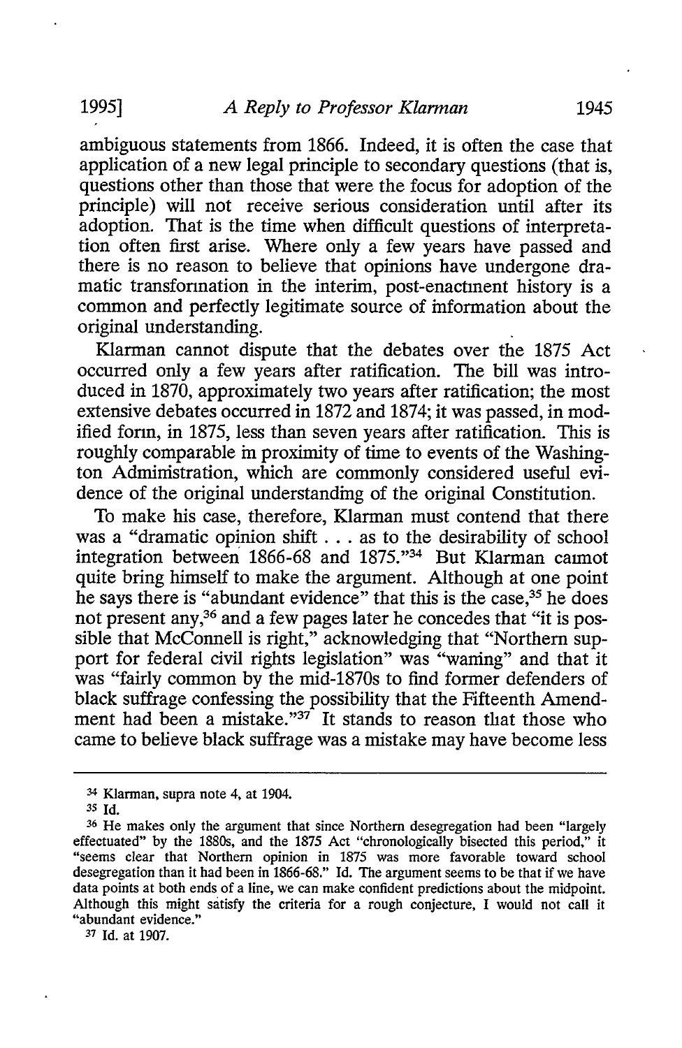ambiguous statements from 1866. Indeed, it is often the case that application of a new legal principle to secondary questions (that is, questions other than those that were the focus for adoption of the principle) will not receive serious consideration until after its adoption. That is the time when difficult questions of interpretation often first arise. Where only a few years have passed and there is no reason to believe that opinions have undergone dramatic transformation in the interim, post-enactment history is a common and perfectly legitimate source of information about the original understanding.

Klarman cannot dispute that the debates over the 1875 Act occurred only a few years after ratification. The bill was introduced in 1870, approximately two years after ratification; the most extensive debates occurred in 1872 and 1874; it was passed, in modified form, in 1875, less than seven years after ratification. This is roughly comparable in proximity of time to events of the Washington Administration, which are commonly considered useful evidence of the original understanding of the original Constitution.

To make his case, therefore, Klarman must contend that there was a "dramatic opinion shift . . . as to the desirability of school integration between 1866-68 and 1875."[34] But Klarman cannot quite bring himself to make the argument. Although at one point he says there is "abundant evidence" that this is the case,[35] he does not present any,[36] and a few pages later he concedes that "it is possible that McConnell is right," acknowledging that "Northern support for federal civil rights legislation" was "waning" and that it was "fairly common by the mid-1870s to find former defenders of black suffrage confessing the possibility that the Fifteenth Amendment had been a mistake."[37] It stands to reason that those who came to believe black suffrage was a mistake may have become less

---

[34] Klarman, supra note 4, at 1904.

[35] Id.

[36] He makes only the argument that since Northern desegregation had been "largely effectuated" by the 1880s, and the 1875 Act "chronologically bisected this period," it "seems clear that Northern opinion in 1875 was more favorable toward school desegregation than it had been in 1866-68." Id. The argument seems to be that if we have data points at both ends of a line, we can make confident predictions about the midpoint. Although this might satisfy the criteria for a rough conjecture, I would not call it "abundant evidence."

[37] Id. at 1907.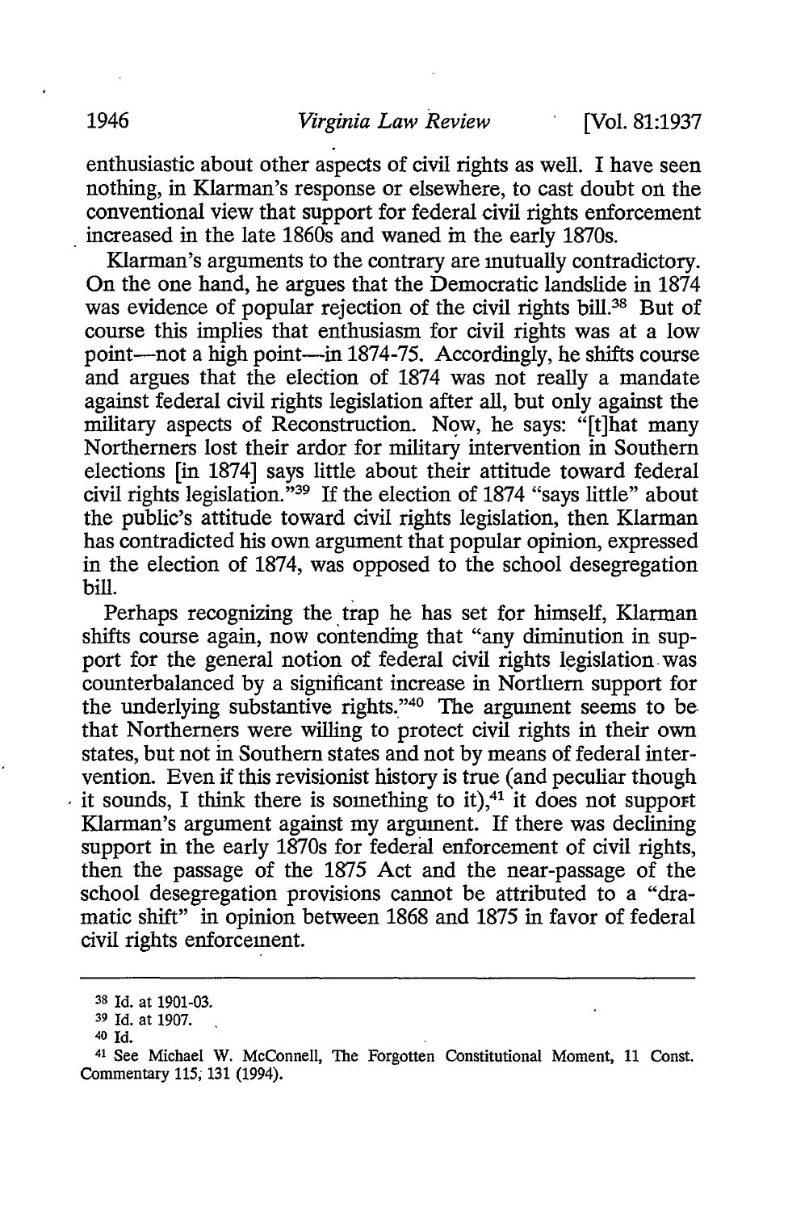enthusiastic about other aspects of civil rights as well. I have seen nothing, in Klarman's response or elsewhere, to cast doubt on the conventional view that support for federal civil rights enforcement increased in the late 1860s and waned in the early 1870s.

Klarman's arguments to the contrary are mutually contradictory. On the one hand, he argues that the Democratic landslide in 1874 was evidence of popular rejection of the civil rights bill.[38] But of course this implies that enthusiasm for civil rights was at a low point—not a high point—in 1874-75. Accordingly, he shifts course and argues that the election of 1874 was not really a mandate against federal civil rights legislation after all, but only against the military aspects of Reconstruction. Now, he says: "[t]hat many Northerners lost their ardor for military intervention in Southern elections [in 1874] says little about their attitude toward federal civil rights legislation."[39] If the election of 1874 "says little" about the public's attitude toward civil rights legislation, then Klarman has contradicted his own argument that popular opinion, expressed in the election of 1874, was opposed to the school desegregation bill.

Perhaps recognizing the trap he has set for himself, Klarman shifts course again, now contending that "any diminution in support for the general notion of federal civil rights legislation was counterbalanced by a significant increase in Northern support for the underlying substantive rights."[40] The argument seems to be that Northerners were willing to protect civil rights in their own states, but not in Southern states and not by means of federal intervention. Even if this revisionist history is true (and peculiar though it sounds, I think there is something to it),[41] it does not support Klarman's argument against my argument. If there was declining support in the early 1870s for federal enforcement of civil rights, then the passage of the 1875 Act and the near-passage of the school desegregation provisions cannot be attributed to a "dramatic shift" in opinion between 1868 and 1875 in favor of federal civil rights enforcement.

---

[38] Id. at 1901-03.

[39] Id. at 1907.

[40] Id.

[41] See Michael W. McConnell, The Forgotten Constitutional Moment, 11 Const. Commentary 115, 131 (1994).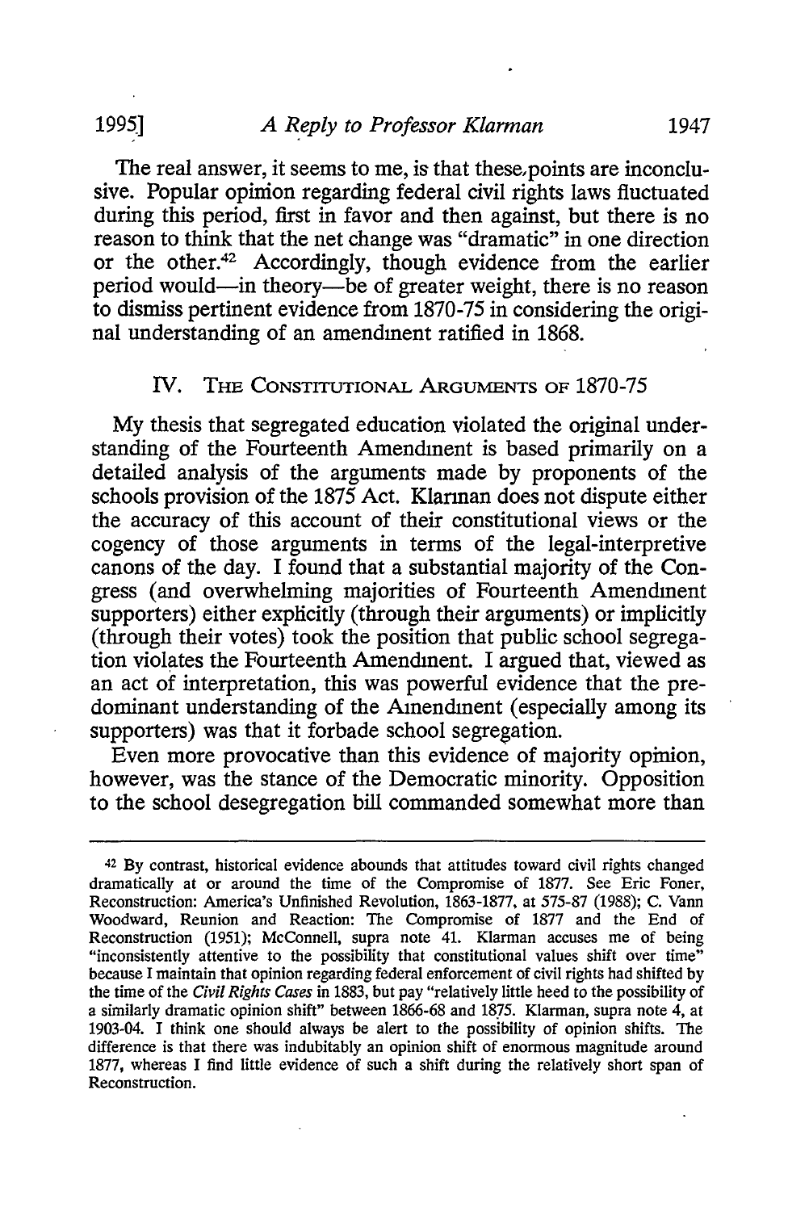The real answer, it seems to me, is that these points are inconclusive. Popular opinion regarding federal civil rights laws fluctuated during this period, first in favor and then against, but there is no reason to think that the net change was "dramatic" in one direction or the other.[42] Accordingly, though evidence from the earlier period would—in theory—be of greater weight, there is no reason to dismiss pertinent evidence from 1870-75 in considering the original understanding of an amendment ratified in 1868.

## IV. The Constitutional Arguments of 1870-75

My thesis that segregated education violated the original understanding of the Fourteenth Amendment is based primarily on a detailed analysis of the arguments made by proponents of the schools provision of the 1875 Act. Klarman does not dispute either the accuracy of this account of their constitutional views or the cogency of those arguments in terms of the legal-interpretive canons of the day. I found that a substantial majority of the Congress (and overwhelming majorities of Fourteenth Amendment supporters) either explicitly (through their arguments) or implicitly (through their votes) took the position that public school segregation violates the Fourteenth Amendment. I argued that, viewed as an act of interpretation, this was powerful evidence that the predominant understanding of the Amendment (especially among its supporters) was that it forbade school segregation.

Even more provocative than this evidence of majority opinion, however, was the stance of the Democratic minority. Opposition to the school desegregation bill commanded somewhat more than

---

[42] By contrast, historical evidence abounds that attitudes toward civil rights changed dramatically at or around the time of the Compromise of 1877. See Eric Foner, Reconstruction: America's Unfinished Revolution, 1863-1877, at 575-87 (1988); C. Vann Woodward, Reunion and Reaction: The Compromise of 1877 and the End of Reconstruction (1951); McConnell, supra note 41. Klarman accuses me of being "inconsistently attentive to the possibility that constitutional values shift over time" because I maintain that opinion regarding federal enforcement of civil rights had shifted by the time of the *Civil Rights Cases* in 1883, but pay "relatively little heed to the possibility of a similarly dramatic opinion shift" between 1866-68 and 1875. Klarman, supra note 4, at 1903-04. I think one should always be alert to the possibility of opinion shifts. The difference is that there was indubitably an opinion shift of enormous magnitude around 1877, whereas I find little evidence of such a shift during the relatively short span of Reconstruction.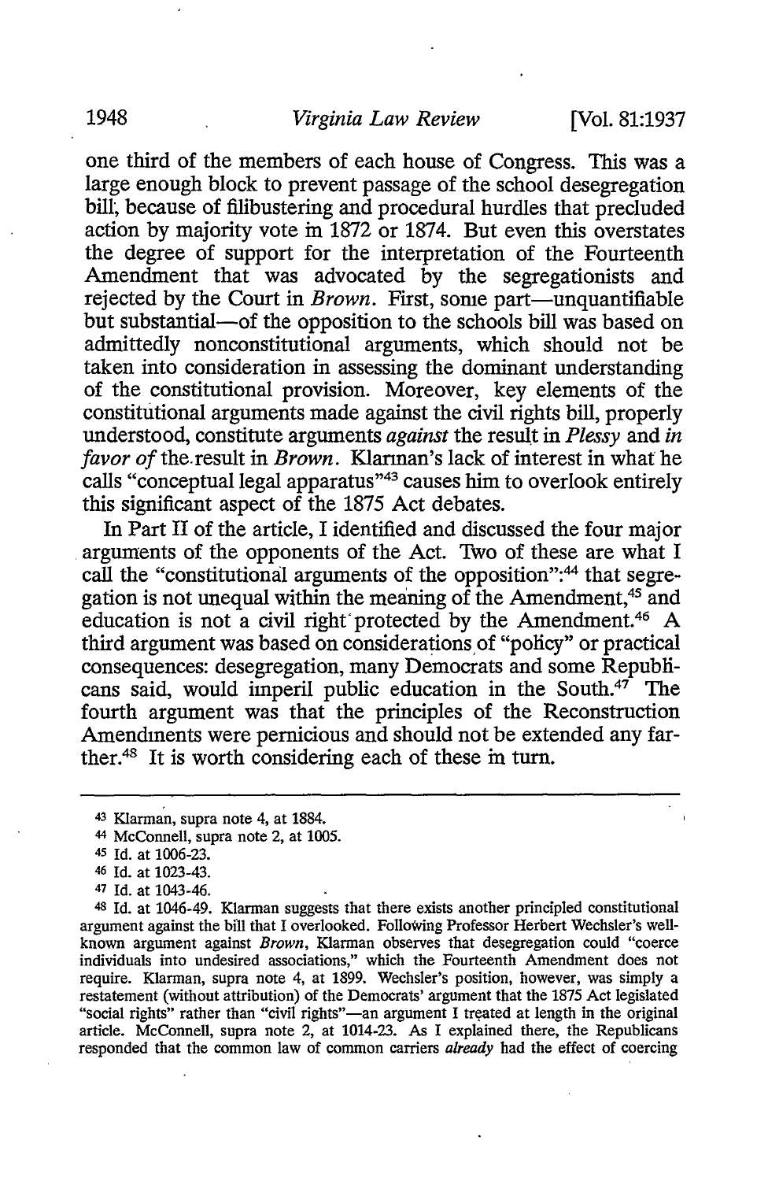one third of the members of each house of Congress. This was a large enough block to prevent passage of the school desegregation bill, because of filibustering and procedural hurdles that precluded action by majority vote in 1872 or 1874. But even this overstates the degree of support for the interpretation of the Fourteenth Amendment that was advocated by the segregationists and rejected by the Court in *Brown*. First, some part—unquantifiable but substantial—of the opposition to the schools bill was based on admittedly nonconstitutional arguments, which should not be taken into consideration in assessing the dominant understanding of the constitutional provision. Moreover, key elements of the constitutional arguments made against the civil rights bill, properly understood, constitute arguments *against* the result in *Plessy* and *in favor of* the result in *Brown*. Klarman's lack of interest in what he calls "conceptual legal apparatus"[43] causes him to overlook entirely this significant aspect of the 1875 Act debates.

In Part II of the article, I identified and discussed the four major arguments of the opponents of the Act. Two of these are what I call the "constitutional arguments of the opposition":[44] that segregation is not unequal within the meaning of the Amendment,[45] and education is not a civil right protected by the Amendment.[46] A third argument was based on considerations of "policy" or practical consequences: desegregation, many Democrats and some Republicans said, would imperil public education in the South.[47] The fourth argument was that the principles of the Reconstruction Amendments were pernicious and should not be extended any farther.[48] It is worth considering each of these in turn.

---

[43] Klarman, supra note 4, at 1884.

[44] McConnell, supra note 2, at 1005.

[45] Id. at 1006-23.

[46] Id. at 1023-43.

[47] Id. at 1043-46.

[48] Id. at 1046-49. Klarman suggests that there exists another principled constitutional argument against the bill that I overlooked. Following Professor Herbert Wechsler's well-known argument against *Brown*, Klarman observes that desegregation could "coerce individuals into undesired associations," which the Fourteenth Amendment does not require. Klarman, supra note 4, at 1899. Wechsler's position, however, was simply a restatement (without attribution) of the Democrats' argument that the 1875 Act legislated "social rights" rather than "civil rights"—an argument I treated at length in the original article. McConnell, supra note 2, at 1014-23. As I explained there, the Republicans responded that the common law of common carriers *already* had the effect of coercing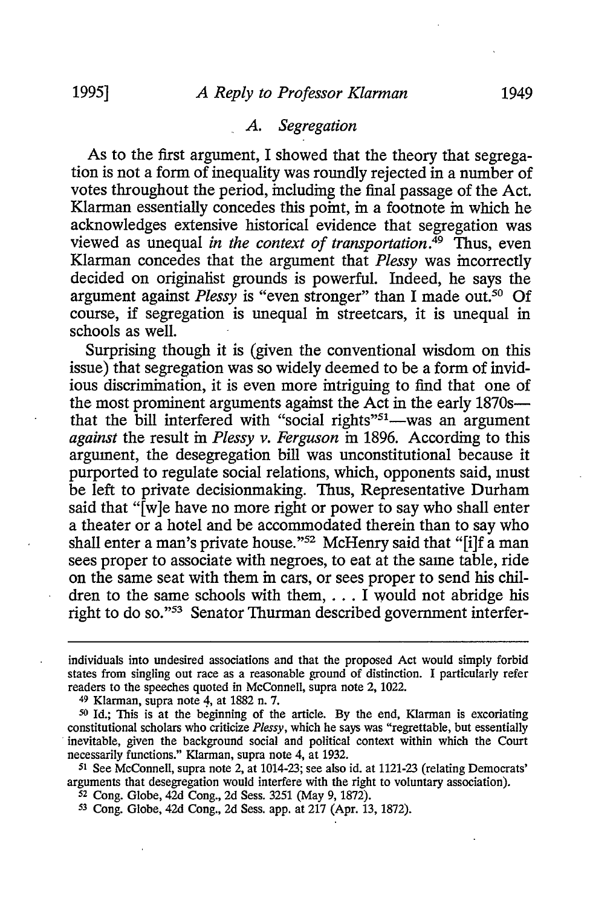### A. Segregation

As to the first argument, I showed that the theory that segregation is not a form of inequality was roundly rejected in a number of votes throughout the period, including the final passage of the Act. Klarman essentially concedes this point, in a footnote in which he acknowledges extensive historical evidence that segregation was viewed as unequal *in the context of transportation*.[49] Thus, even Klarman concedes that the argument that *Plessy* was incorrectly decided on originalist grounds is powerful. Indeed, he says the argument against *Plessy* is "even stronger" than I made out.[50] Of course, if segregation is unequal in streetcars, it is unequal in schools as well.

Surprising though it is (given the conventional wisdom on this issue) that segregation was so widely deemed to be a form of invidious discrimination, it is even more intriguing to find that one of the most prominent arguments against the Act in the early 1870s—that the bill interfered with "social rights"[51]—was an argument *against* the result in *Plessy v. Ferguson* in 1896. According to this argument, the desegregation bill was unconstitutional because it purported to regulate social relations, which, opponents said, must be left to private decisionmaking. Thus, Representative Durham said that "[w]e have no more right or power to say who shall enter a theater or a hotel and be accommodated therein than to say who shall enter a man's private house."[52] McHenry said that "[i]f a man sees proper to associate with negroes, to eat at the same table, ride on the same seat with them in cars, or sees proper to send his children to the same schools with them, . . . I would not abridge his right to do so."[53] Senator Thurman described government interfer-

---

individuals into undesired associations and that the proposed Act would simply forbid states from singling out race as a reasonable ground of distinction. I particularly refer readers to the speeches quoted in McConnell, supra note 2, 1022.

49 Klarman, supra note 4, at 1882 n. 7.

50 Id.; This is at the beginning of the article. By the end, Klarman is excoriating constitutional scholars who criticize *Plessy*, which he says was "regrettable, but essentially inevitable, given the background social and political context within which the Court necessarily functions." Klarman, supra note 4, at 1932.

51 See McConnell, supra note 2, at 1014-23; see also id. at 1121-23 (relating Democrats' arguments that desegregation would interfere with the right to voluntary association).

52 Cong. Globe, 42d Cong., 2d Sess. 3251 (May 9, 1872).

53 Cong. Globe, 42d Cong., 2d Sess. app. at 217 (Apr. 13, 1872).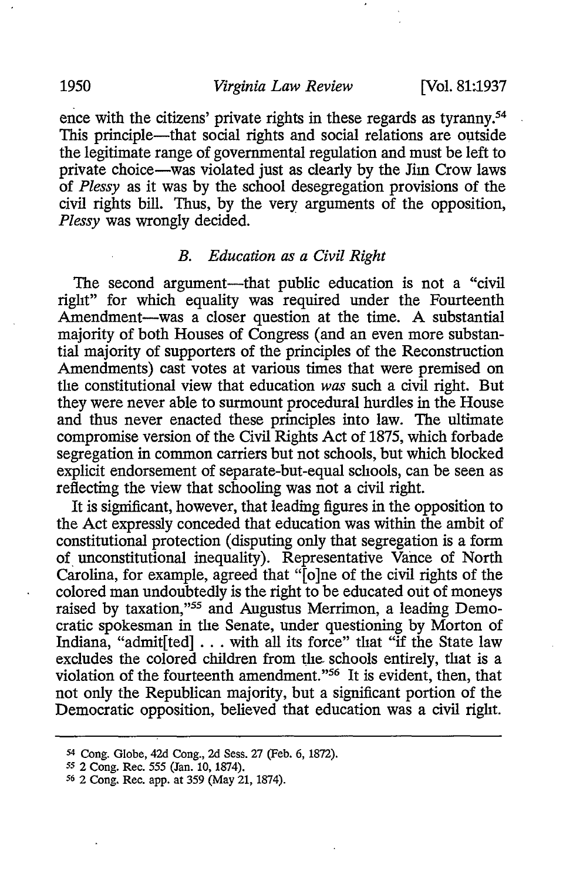ence with the citizens' private rights in these regards as tyranny.[54] This principle—that social rights and social relations are outside the legitimate range of governmental regulation and must be left to private choice—was violated just as clearly by the Jim Crow laws of *Plessy* as it was by the school desegregation provisions of the civil rights bill. Thus, by the very arguments of the opposition, *Plessy* was wrongly decided.

### *B. Education as a Civil Right*

The second argument—that public education is not a "civil right" for which equality was required under the Fourteenth Amendment—was a closer question at the time. A substantial majority of both Houses of Congress (and an even more substantial majority of supporters of the principles of the Reconstruction Amendments) cast votes at various times that were premised on the constitutional view that education *was* such a civil right. But they were never able to surmount procedural hurdles in the House and thus never enacted these principles into law. The ultimate compromise version of the Civil Rights Act of 1875, which forbade segregation in common carriers but not schools, but which blocked explicit endorsement of separate-but-equal schools, can be seen as reflecting the view that schooling was not a civil right.

It is significant, however, that leading figures in the opposition to the Act expressly conceded that education was within the ambit of constitutional protection (disputing only that segregation is a form of unconstitutional inequality). Representative Vance of North Carolina, for example, agreed that "[o]ne of the civil rights of the colored man undoubtedly is the right to be educated out of moneys raised by taxation,"[55] and Augustus Merrimon, a leading Democratic spokesman in the Senate, under questioning by Morton of Indiana, "admit[ted] . . . with all its force" that "if the State law excludes the colored children from the schools entirely, that is a violation of the fourteenth amendment."[56] It is evident, then, that not only the Republican majority, but a significant portion of the Democratic opposition, believed that education was a civil right.

---

[54] Cong. Globe, 42d Cong., 2d Sess. 27 (Feb. 6, 1872).

[55] 2 Cong. Rec. 555 (Jan. 10, 1874).

[56] 2 Cong. Rec. app. at 359 (May 21, 1874).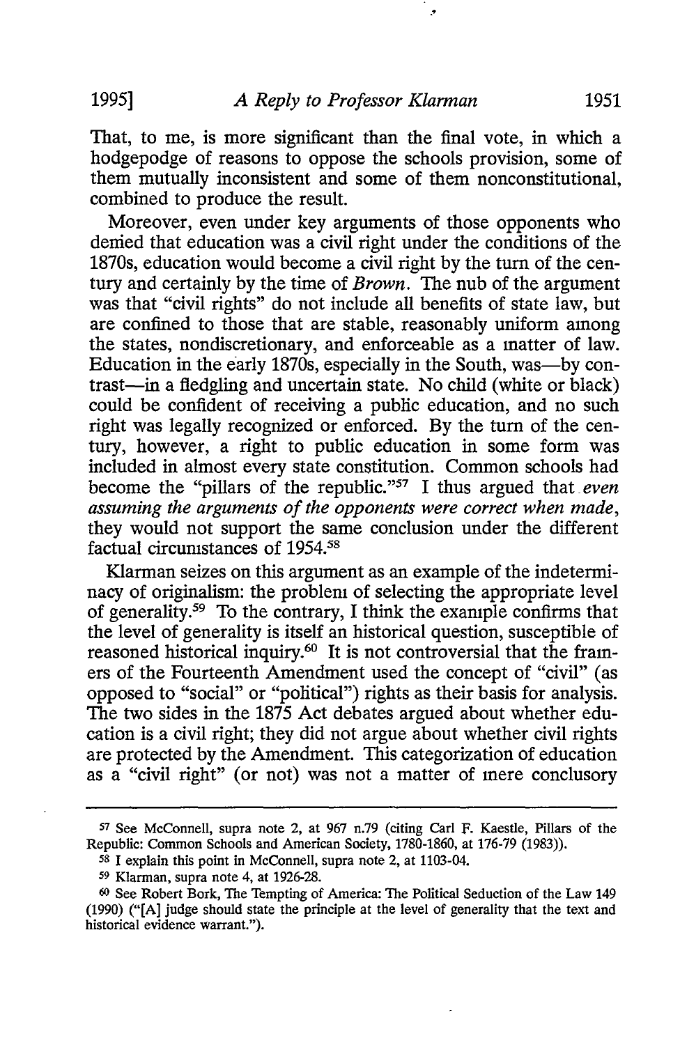That, to me, is more significant than the final vote, in which a hodgepodge of reasons to oppose the schools provision, some of them mutually inconsistent and some of them nonconstitutional, combined to produce the result.

Moreover, even under key arguments of those opponents who denied that education was a civil right under the conditions of the 1870s, education would become a civil right by the turn of the century and certainly by the time of *Brown*. The nub of the argument was that "civil rights" do not include all benefits of state law, but are confined to those that are stable, reasonably uniform among the states, nondiscretionary, and enforceable as a matter of law. Education in the early 1870s, especially in the South, was—by contrast—in a fledgling and uncertain state. No child (white or black) could be confident of receiving a public education, and no such right was legally recognized or enforced. By the turn of the century, however, a right to public education in some form was included in almost every state constitution. Common schools had become the "pillars of the republic."[57] I thus argued that *even assuming the arguments of the opponents were correct when made*, they would not support the same conclusion under the different factual circumstances of 1954.[58]

Klarman seizes on this argument as an example of the indeterminacy of originalism: the problem of selecting the appropriate level of generality.[59] To the contrary, I think the example confirms that the level of generality is itself an historical question, susceptible of reasoned historical inquiry.[60] It is not controversial that the framers of the Fourteenth Amendment used the concept of "civil" (as opposed to "social" or "political") rights as their basis for analysis. The two sides in the 1875 Act debates argued about whether education is a civil right; they did not argue about whether civil rights are protected by the Amendment. This categorization of education as a "civil right" (or not) was not a matter of mere conclusory

---

[57] See McConnell, supra note 2, at 967 n.79 (citing Carl F. Kaestle, Pillars of the Republic: Common Schools and American Society, 1780-1860, at 176-79 (1983)).

[58] I explain this point in McConnell, supra note 2, at 1103-04.

[59] Klarman, supra note 4, at 1926-28.

[60] See Robert Bork, The Tempting of America: The Political Seduction of the Law 149 (1990) ("[A] judge should state the principle at the level of generality that the text and historical evidence warrant.").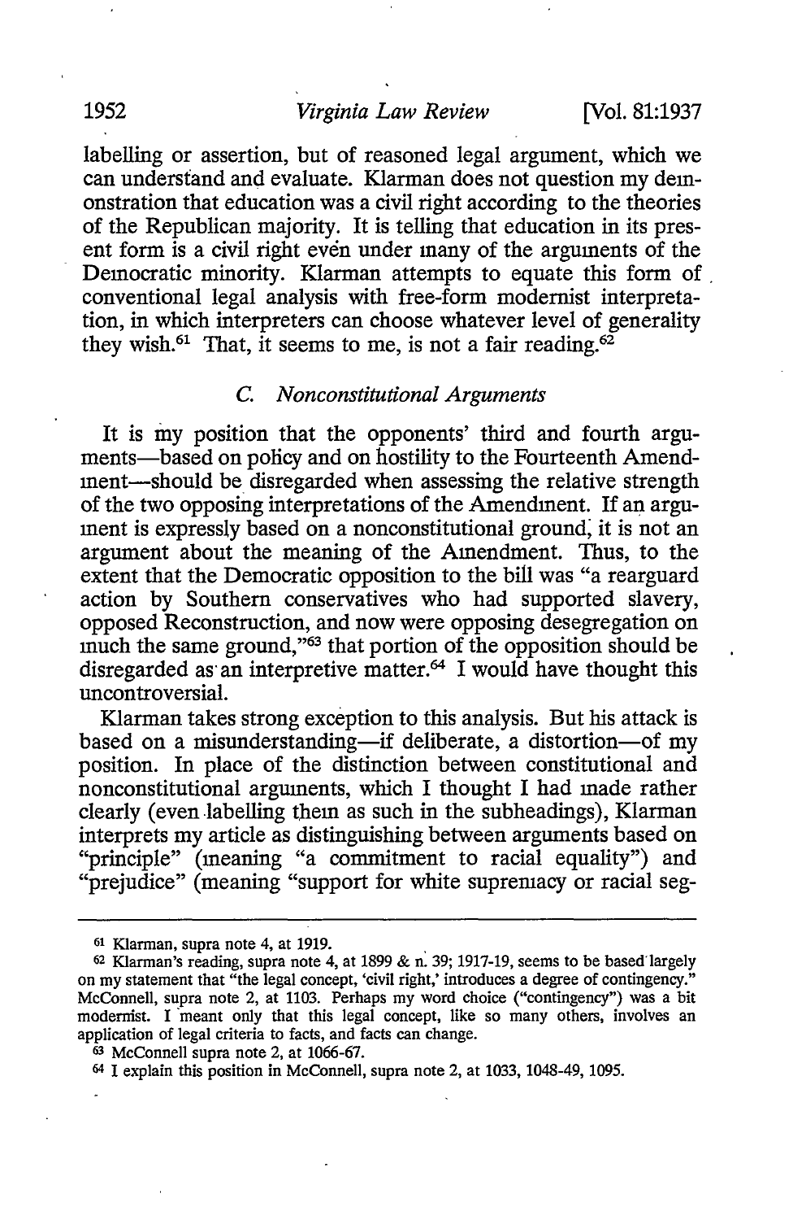labelling or assertion, but of reasoned legal argument, which we can understand and evaluate. Klarman does not question my demonstration that education was a civil right according to the theories of the Republican majority. It is telling that education in its present form is a civil right even under many of the arguments of the Democratic minority. Klarman attempts to equate this form of conventional legal analysis with free-form modernist interpretation, in which interpreters can choose whatever level of generality they wish.[61] That, it seems to me, is not a fair reading.[62]

### *C. Nonconstitutional Arguments*

It is my position that the opponents' third and fourth arguments—based on policy and on hostility to the Fourteenth Amendment—should be disregarded when assessing the relative strength of the two opposing interpretations of the Amendment. If an argument is expressly based on a nonconstitutional ground, it is not an argument about the meaning of the Amendment. Thus, to the extent that the Democratic opposition to the bill was "a rearguard action by Southern conservatives who had supported slavery, opposed Reconstruction, and now were opposing desegregation on much the same ground,"[63] that portion of the opposition should be disregarded as an interpretive matter.[64] I would have thought this uncontroversial.

Klarman takes strong exception to this analysis. But his attack is based on a misunderstanding—if deliberate, a distortion—of my position. In place of the distinction between constitutional and nonconstitutional arguments, which I thought I had made rather clearly (even labelling them as such in the subheadings), Klarman interprets my article as distinguishing between arguments based on "principle" (meaning "a commitment to racial equality") and "prejudice" (meaning "support for white supremacy or racial seg-

---

[61] Klarman, supra note 4, at 1919.

[62] Klarman's reading, supra note 4, at 1899 & n. 39; 1917-19, seems to be based largely on my statement that "the legal concept, 'civil right,' introduces a degree of contingency." McConnell, supra note 2, at 1103. Perhaps my word choice ("contingency") was a bit modernist. I meant only that this legal concept, like so many others, involves an application of legal criteria to facts, and facts can change.

[63] McConnell supra note 2, at 1066-67.

[64] I explain this position in McConnell, supra note 2, at 1033, 1048-49, 1095.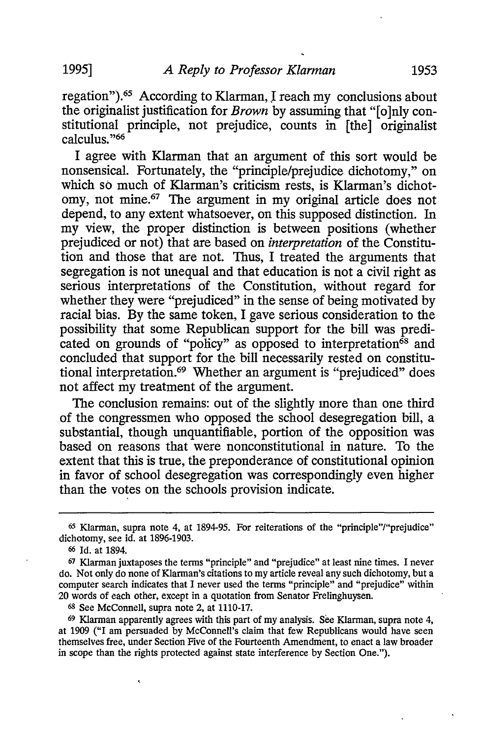regation").[65] According to Klarman, I reach my conclusions about the originalist justification for *Brown* by assuming that "[o]nly constitutional principle, not prejudice, counts in [the] originalist calculus."[66]

I agree with Klarman that an argument of this sort would be nonsensical. Fortunately, the "principle/prejudice dichotomy," on which so much of Klarman's criticism rests, is Klarman's dichotomy, not mine.[67] The argument in my original article does not depend, to any extent whatsoever, on this supposed distinction. In my view, the proper distinction is between positions (whether prejudiced or not) that are based on *interpretation* of the Constitution and those that are not. Thus, I treated the arguments that segregation is not unequal and that education is not a civil right as serious interpretations of the Constitution, without regard for whether they were "prejudiced" in the sense of being motivated by racial bias. By the same token, I gave serious consideration to the possibility that some Republican support for the bill was predicated on grounds of "policy" as opposed to interpretation[68] and concluded that support for the bill necessarily rested on constitutional interpretation.[69] Whether an argument is "prejudiced" does not affect my treatment of the argument.

The conclusion remains: out of the slightly more than one third of the congressmen who opposed the school desegregation bill, a substantial, though unquantifiable, portion of the opposition was based on reasons that were nonconstitutional in nature. To the extent that this is true, the preponderance of constitutional opinion in favor of school desegregation was correspondingly even higher than the votes on the schools provision indicate.

---

[65] Klarman, supra note 4, at 1894-95. For reiterations of the "principle"/"prejudice" dichotomy, see id. at 1896-1903.

[66] Id. at 1894.

[67] Klarman juxtaposes the terms "principle" and "prejudice" at least nine times. I never do. Not only do none of Klarman's citations to my article reveal any such dichotomy, but a computer search indicates that I never used the terms "principle" and "prejudice" within 20 words of each other, except in a quotation from Senator Frelinghuysen.

[68] See McConnell, supra note 2, at 1110-17.

[69] Klarman apparently agrees with this part of my analysis. See Klarman, supra note 4, at 1909 ("I am persuaded by McConnell's claim that few Republicans would have seen themselves free, under Section Five of the Fourteenth Amendment, to enact a law broader in scope than the rights protected against state interference by Section One.").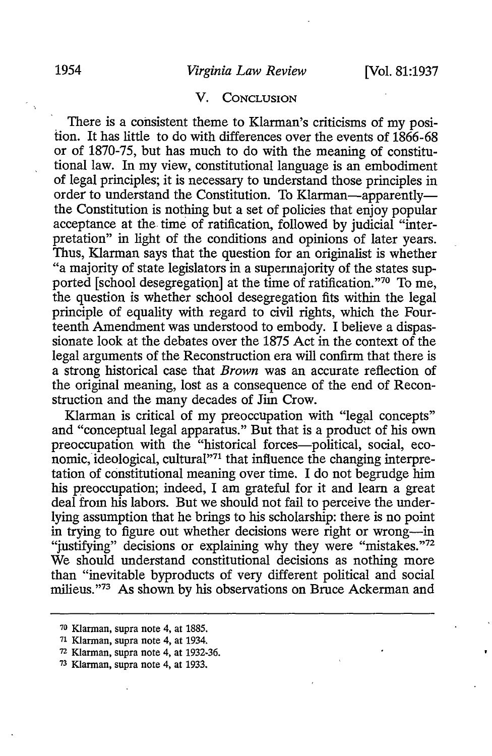## V. CONCLUSION

There is a consistent theme to Klarman's criticisms of my position. It has little to do with differences over the events of 1866-68 or of 1870-75, but has much to do with the meaning of constitutional law. In my view, constitutional language is an embodiment of legal principles; it is necessary to understand those principles in order to understand the Constitution. To Klarman—apparently—the Constitution is nothing but a set of policies that enjoy popular acceptance at the time of ratification, followed by judicial "interpretation" in light of the conditions and opinions of later years. Thus, Klarman says that the question for an originalist is whether "a majority of state legislators in a supermajority of the states supported [school desegregation] at the time of ratification."[70] To me, the question is whether school desegregation fits within the legal principle of equality with regard to civil rights, which the Fourteenth Amendment was understood to embody. I believe a dispassionate look at the debates over the 1875 Act in the context of the legal arguments of the Reconstruction era will confirm that there is a strong historical case that *Brown* was an accurate reflection of the original meaning, lost as a consequence of the end of Reconstruction and the many decades of Jim Crow.

Klarman is critical of my preoccupation with "legal concepts" and "conceptual legal apparatus." But that is a product of his own preoccupation with the "historical forces—political, social, economic, ideological, cultural"[71] that influence the changing interpretation of constitutional meaning over time. I do not begrudge him his preoccupation; indeed, I am grateful for it and learn a great deal from his labors. But we should not fail to perceive the underlying assumption that he brings to his scholarship: there is no point in trying to figure out whether decisions were right or wrong—in "justifying" decisions or explaining why they were "mistakes."[72] We should understand constitutional decisions as nothing more than "inevitable byproducts of very different political and social milieus."[73] As shown by his observations on Bruce Ackerman and

---

[70] Klarman, supra note 4, at 1885.

[71] Klarman, supra note 4, at 1934.

[72] Klarman, supra note 4, at 1932-36.

[73] Klarman, supra note 4, at 1933.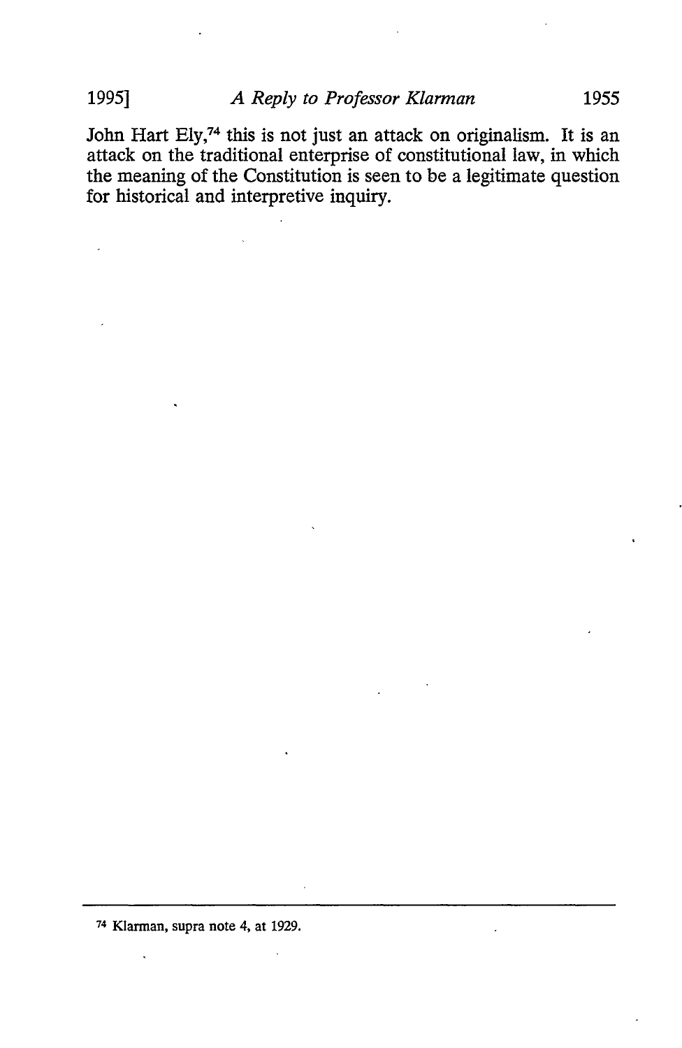John Hart Ely,[74] this is not just an attack on originalism. It is an attack on the traditional enterprise of constitutional law, in which the meaning of the Constitution is seen to be a legitimate question for historical and interpretive inquiry.

---

[74] Klarman, supra note 4, at 1929.